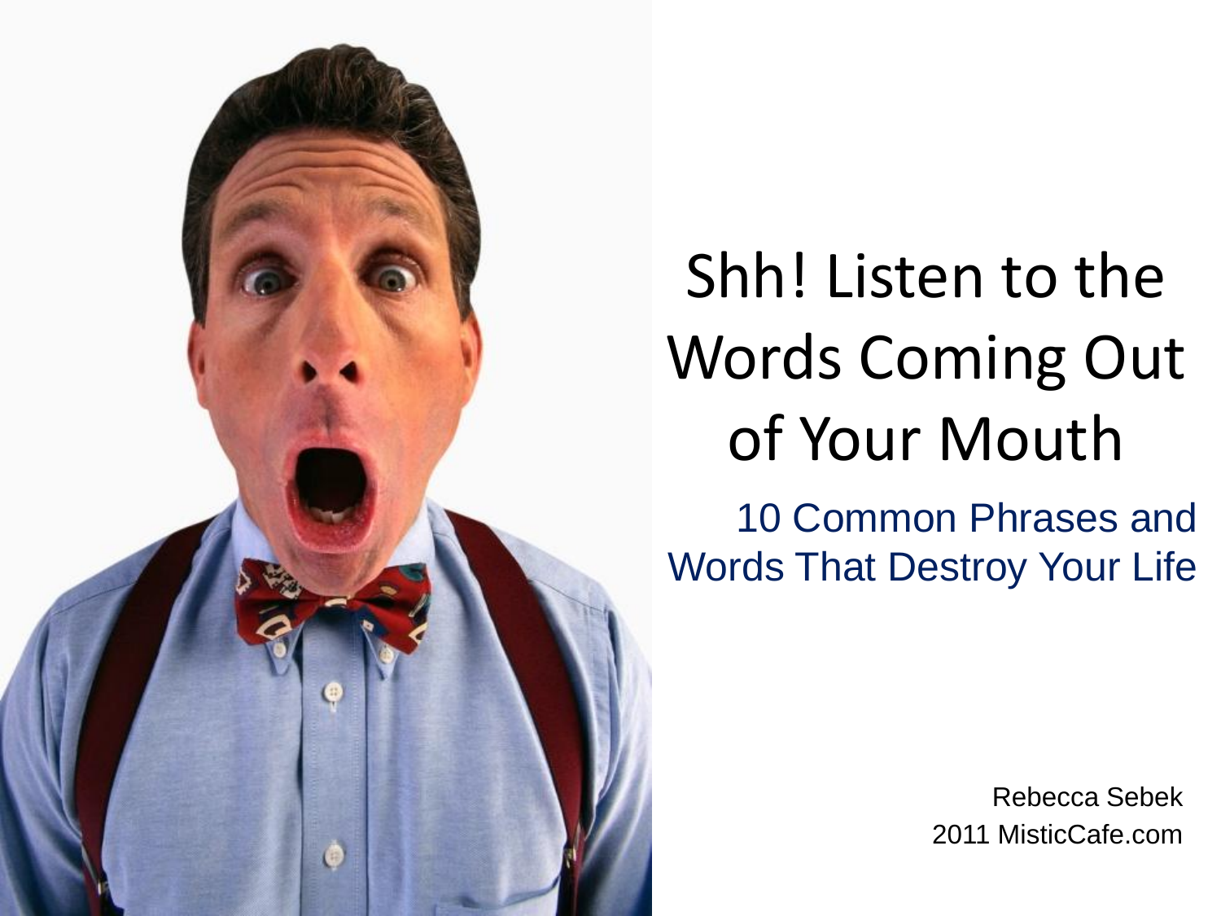# Shh! Listen to the Words Coming Out of Your Mouth

## 10 Common Phrases and Words That Destroy Your Life

Rebecca Sebek
2011 MisticCafe.com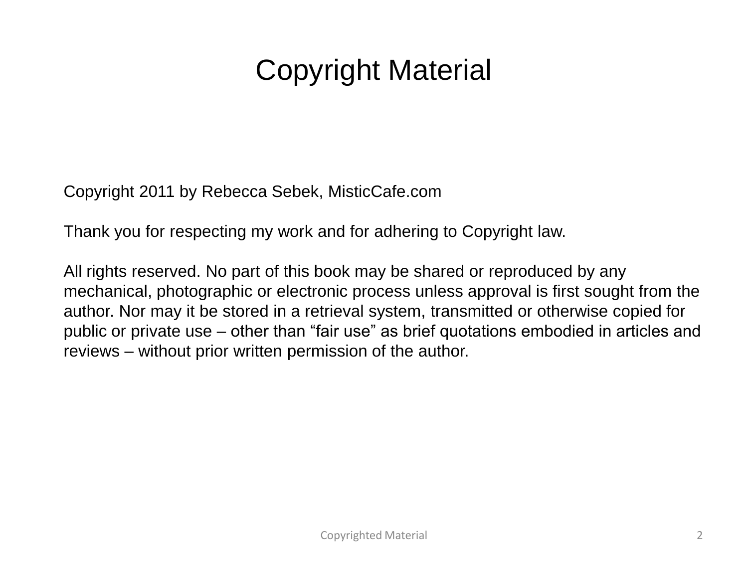# Copyright Material

Copyright 2011 by Rebecca Sebek, MisticCafe.com

Thank you for respecting my work and for adhering to Copyright law.

All rights reserved. No part of this book may be shared or reproduced by any mechanical, photographic or electronic process unless approval is first sought from the author. Nor may it be stored in a retrieval system, transmitted or otherwise copied for public or private use – other than "fair use" as brief quotations embodied in articles and reviews – without prior written permission of the author.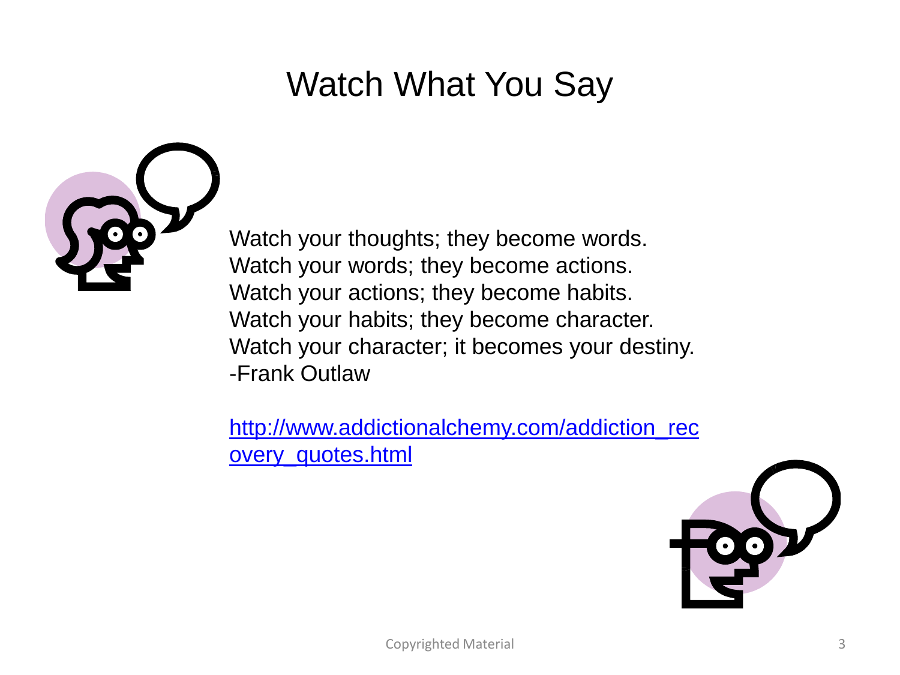# Watch What You Say

Watch your thoughts; they become words.
Watch your words; they become actions.
Watch your actions; they become habits.
Watch your habits; they become character.
Watch your character; it becomes your destiny.
-Frank Outlaw

http://www.addictionalchemy.com/addiction_recovery_quotes.html

Copyrighted Material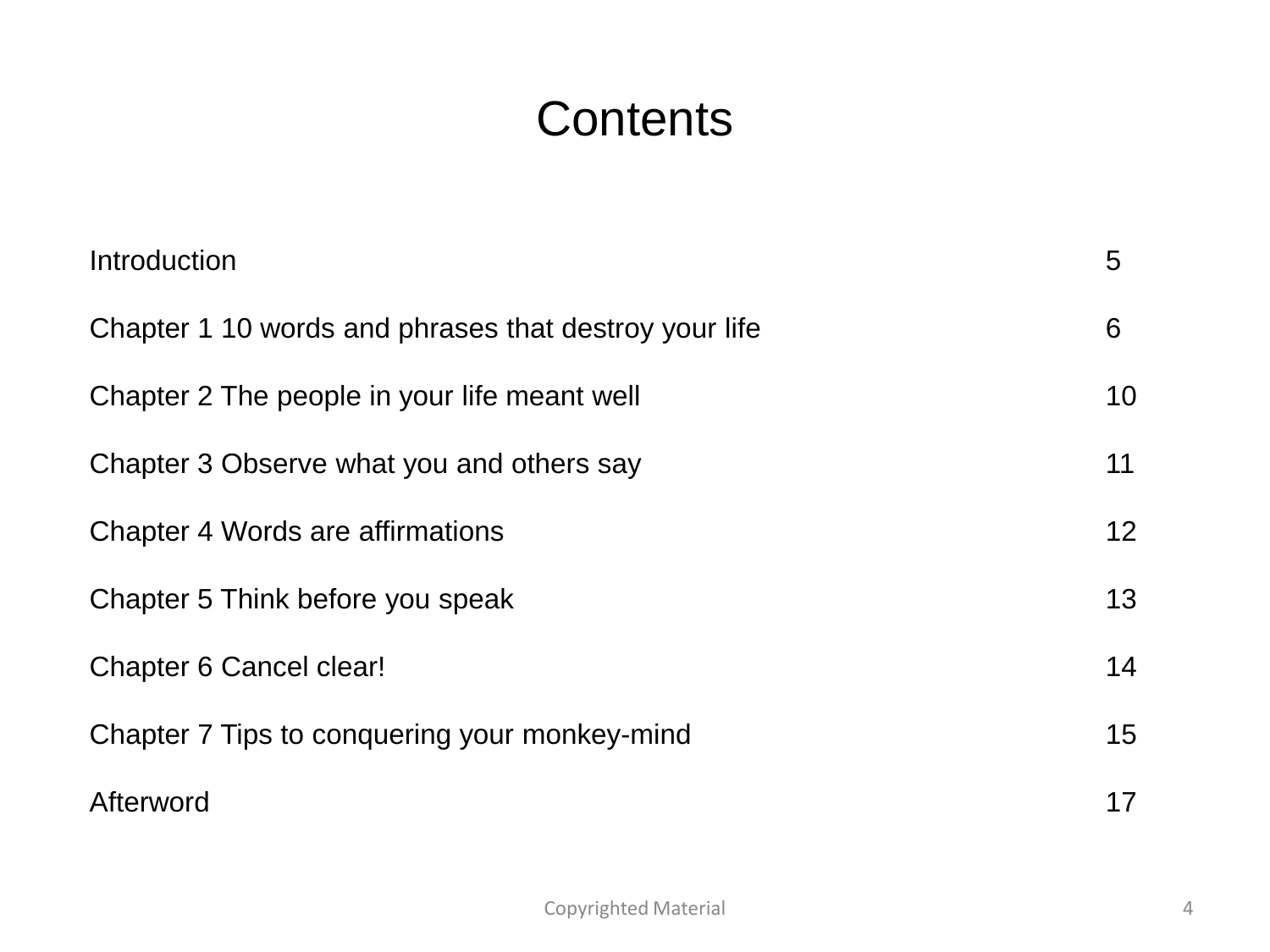# Contents

| | |
|---|---|
| Introduction | 5 |
| Chapter 1 10 words and phrases that destroy your life | 6 |
| Chapter 2 The people in your life meant well | 10 |
| Chapter 3 Observe what you and others say | 11 |
| Chapter 4 Words are affirmations | 12 |
| Chapter 5 Think before you speak | 13 |
| Chapter 6 Cancel clear! | 14 |
| Chapter 7 Tips to conquering your monkey-mind | 15 |
| Afterword | 17 |

Copyrighted Material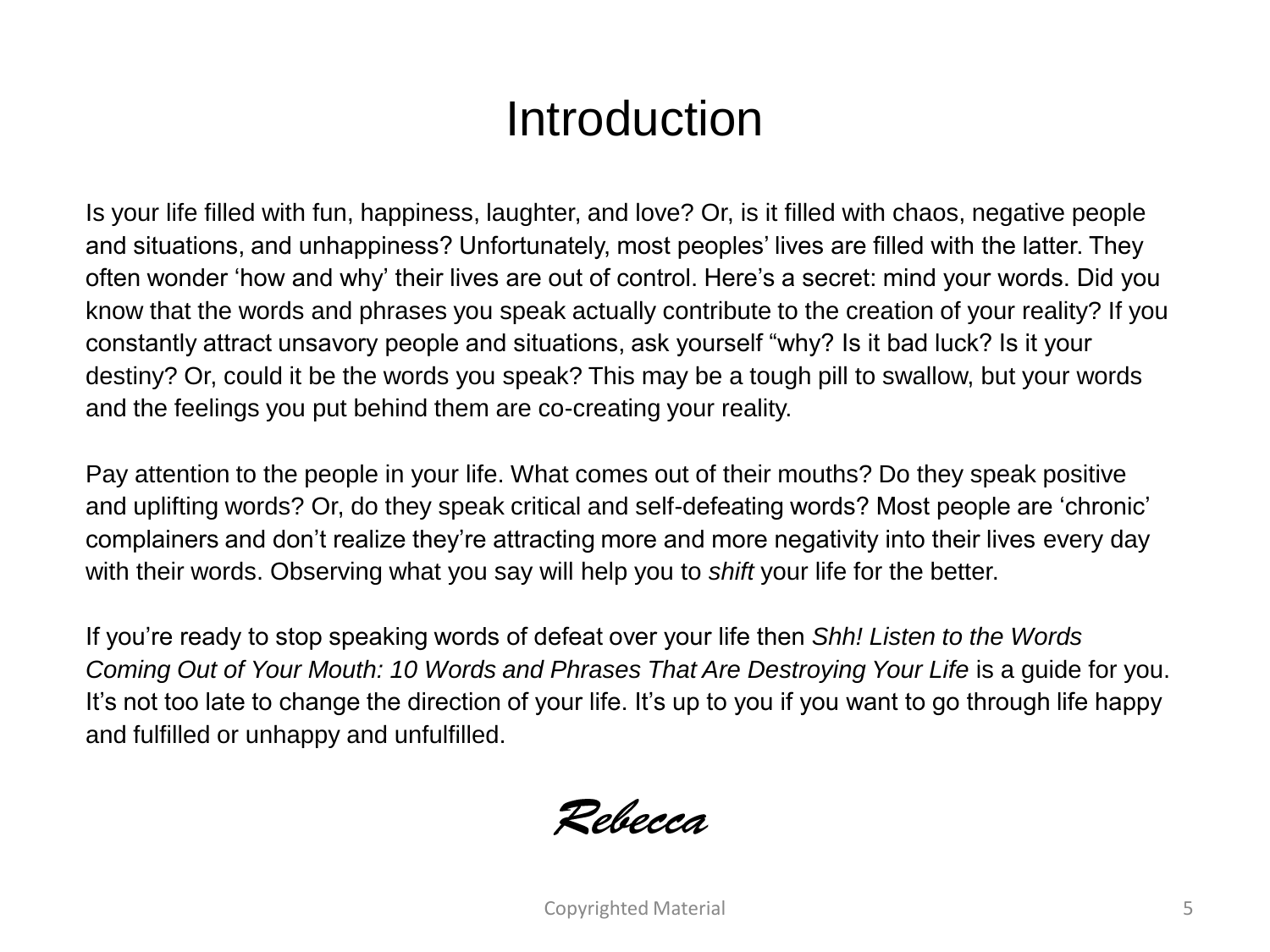# Introduction

Is your life filled with fun, happiness, laughter, and love? Or, is it filled with chaos, negative people and situations, and unhappiness? Unfortunately, most peoples' lives are filled with the latter. They often wonder 'how and why' their lives are out of control. Here's a secret: mind your words. Did you know that the words and phrases you speak actually contribute to the creation of your reality? If you constantly attract unsavory people and situations, ask yourself "why? Is it bad luck? Is it your destiny? Or, could it be the words you speak? This may be a tough pill to swallow, but your words and the feelings you put behind them are co-creating your reality.

Pay attention to the people in your life. What comes out of their mouths? Do they speak positive and uplifting words? Or, do they speak critical and self-defeating words? Most people are 'chronic' complainers and don't realize they're attracting more and more negativity into their lives every day with their words. Observing what you say will help you to *shift* your life for the better.

If you're ready to stop speaking words of defeat over your life then *Shh! Listen to the Words Coming Out of Your Mouth: 10 Words and Phrases That Are Destroying Your Life* is a guide for you. It's not too late to change the direction of your life. It's up to you if you want to go through life happy and fulfilled or unhappy and unfulfilled.

*Rebecca*

Copyrighted Material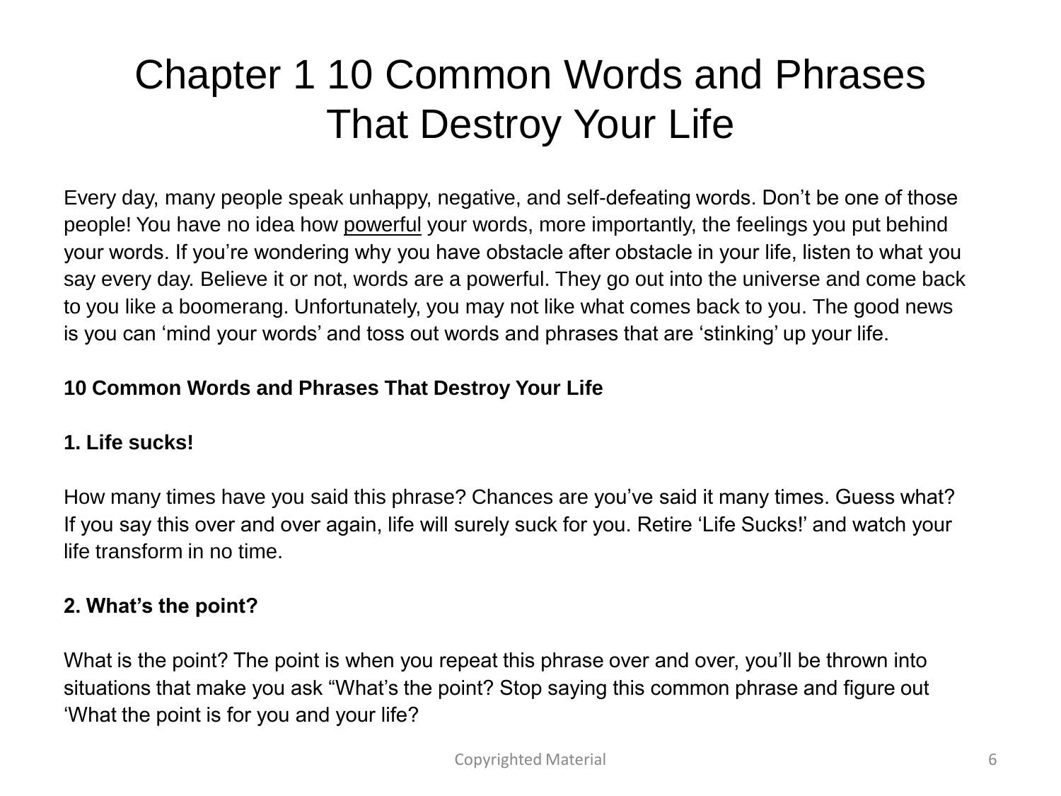# Chapter 1 10 Common Words and Phrases That Destroy Your Life

Every day, many people speak unhappy, negative, and self-defeating words. Don’t be one of those people! You have no idea how <u>powerful</u> your words, more importantly, the feelings you put behind your words. If you’re wondering why you have obstacle after obstacle in your life, listen to what you say every day. Believe it or not, words are a powerful. They go out into the universe and come back to you like a boomerang. Unfortunately, you may not like what comes back to you. The good news is you can ‘mind your words’ and toss out words and phrases that are ‘stinking’ up your life.

**10 Common Words and Phrases That Destroy Your Life**

**1. Life sucks!**

How many times have you said this phrase? Chances are you’ve said it many times. Guess what? If you say this over and over again, life will surely suck for you. Retire ‘Life Sucks!’ and watch your life transform in no time.

**2. What’s the point?**

What is the point? The point is when you repeat this phrase over and over, you’ll be thrown into situations that make you ask “What’s the point? Stop saying this common phrase and figure out ‘What the point is for you and your life?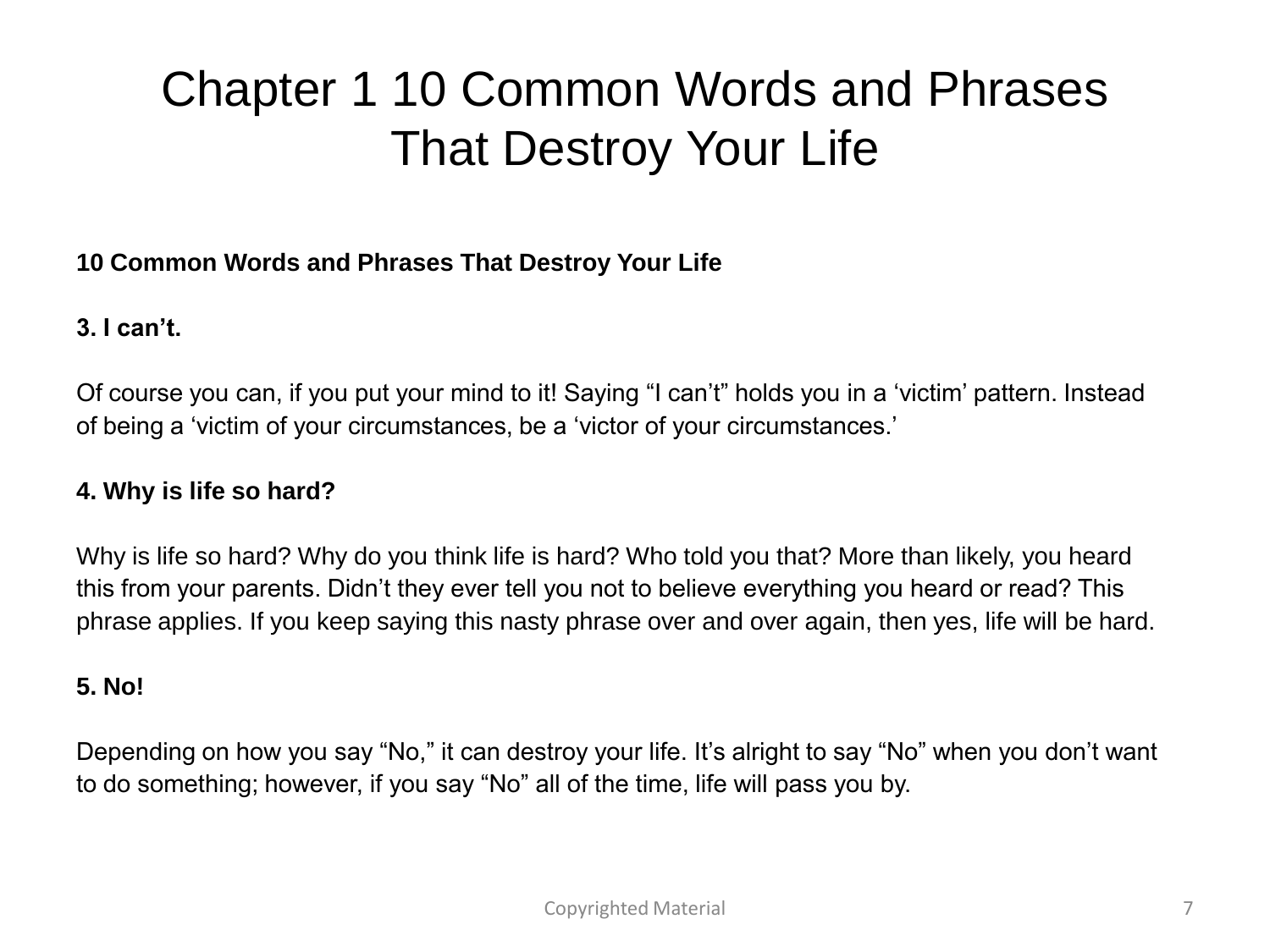# Chapter 1 10 Common Words and Phrases That Destroy Your Life

**10 Common Words and Phrases That Destroy Your Life**

**3. I can't.**

Of course you can, if you put your mind to it! Saying "I can't" holds you in a 'victim' pattern. Instead of being a 'victim of your circumstances, be a 'victor of your circumstances.'

**4. Why is life so hard?**

Why is life so hard? Why do you think life is hard? Who told you that? More than likely, you heard this from your parents. Didn't they ever tell you not to believe everything you heard or read? This phrase applies. If you keep saying this nasty phrase over and over again, then yes, life will be hard.

**5. No!**

Depending on how you say "No," it can destroy your life. It's alright to say "No" when you don't want to do something; however, if you say "No" all of the time, life will pass you by.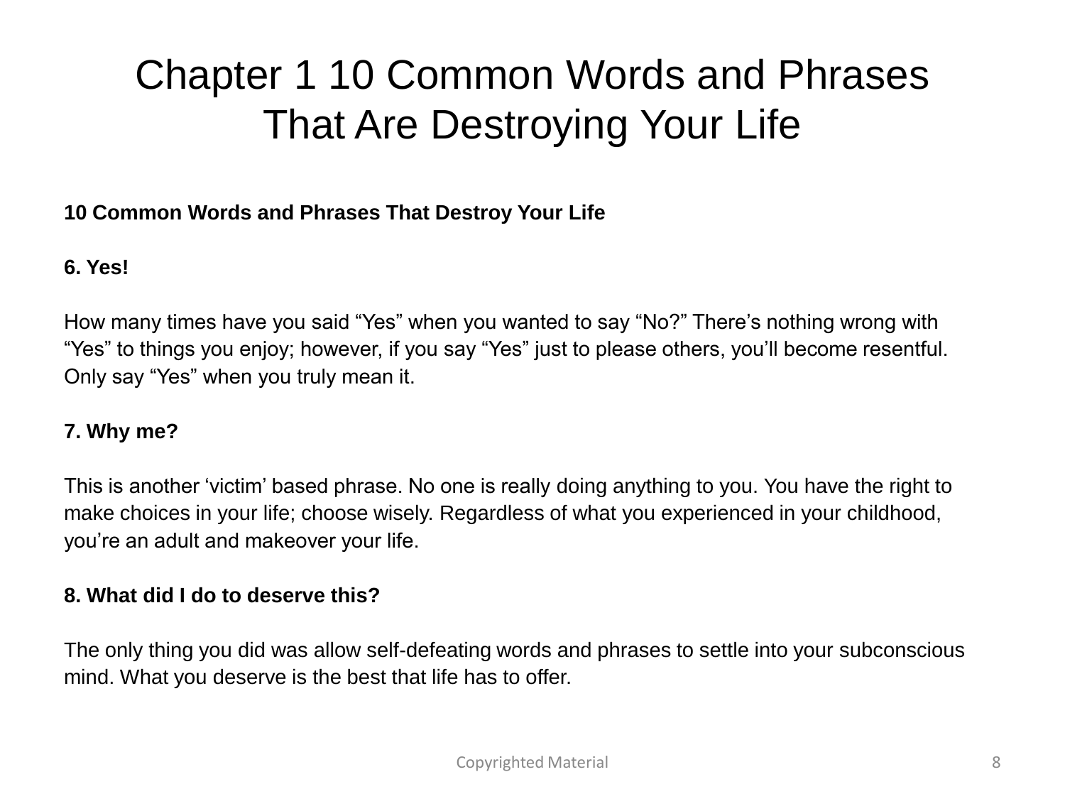# Chapter 1 10 Common Words and Phrases That Are Destroying Your Life

**10 Common Words and Phrases That Destroy Your Life**

**6. Yes!**

How many times have you said "Yes" when you wanted to say "No?" There's nothing wrong with "Yes" to things you enjoy; however, if you say "Yes" just to please others, you'll become resentful. Only say "Yes" when you truly mean it.

**7. Why me?**

This is another 'victim' based phrase. No one is really doing anything to you. You have the right to make choices in your life; choose wisely. Regardless of what you experienced in your childhood, you're an adult and makeover your life.

**8. What did I do to deserve this?**

The only thing you did was allow self-defeating words and phrases to settle into your subconscious mind. What you deserve is the best that life has to offer.

Copyrighted Material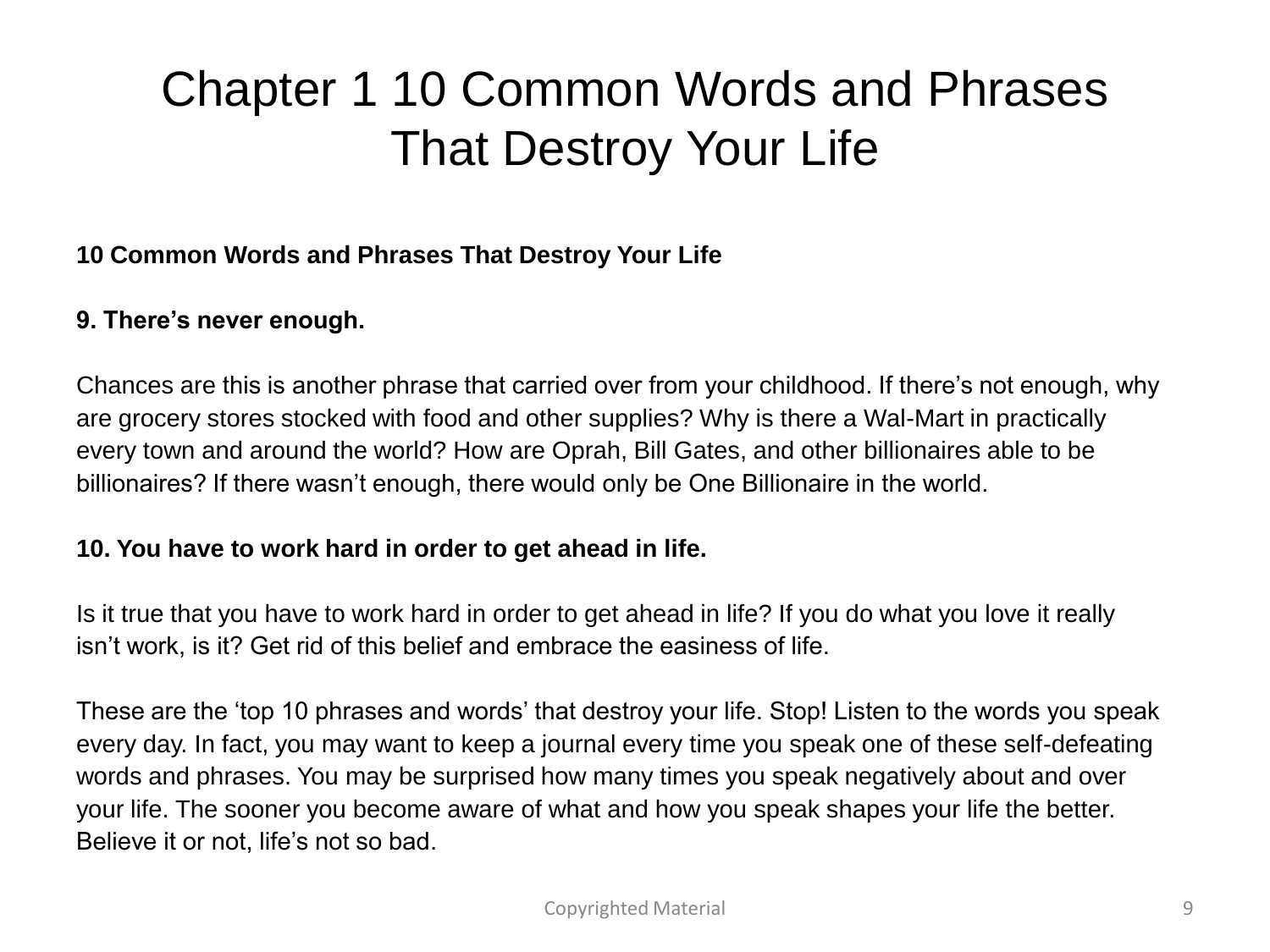# Chapter 1 10 Common Words and Phrases That Destroy Your Life

**10 Common Words and Phrases That Destroy Your Life**

**9. There's never enough.**

Chances are this is another phrase that carried over from your childhood. If there's not enough, why are grocery stores stocked with food and other supplies? Why is there a Wal-Mart in practically every town and around the world? How are Oprah, Bill Gates, and other billionaires able to be billionaires? If there wasn't enough, there would only be One Billionaire in the world.

**10. You have to work hard in order to get ahead in life.**

Is it true that you have to work hard in order to get ahead in life? If you do what you love it really isn't work, is it? Get rid of this belief and embrace the easiness of life.

These are the 'top 10 phrases and words' that destroy your life. Stop! Listen to the words you speak every day. In fact, you may want to keep a journal every time you speak one of these self-defeating words and phrases. You may be surprised how many times you speak negatively about and over your life. The sooner you become aware of what and how you speak shapes your life the better. Believe it or not, life's not so bad.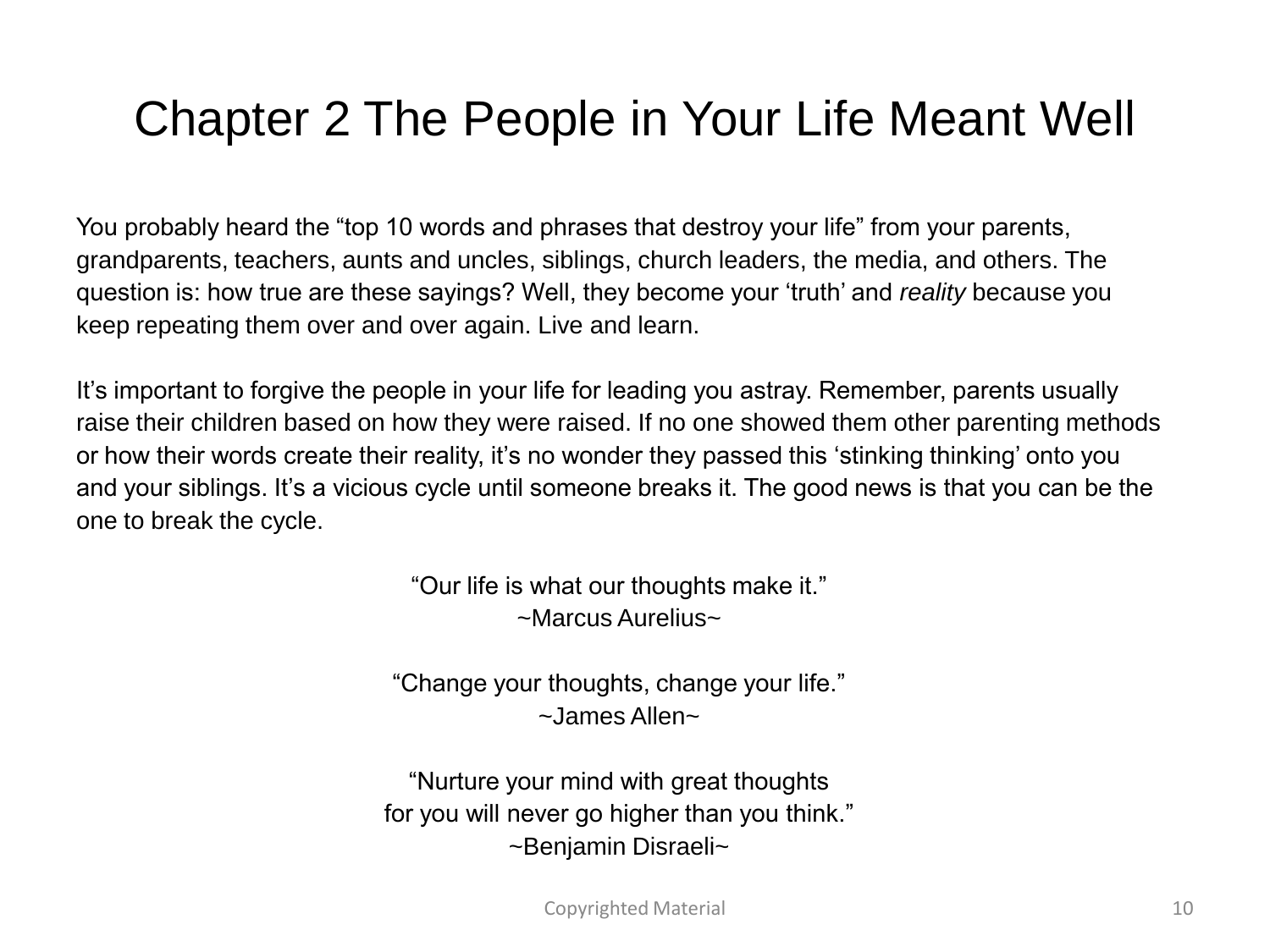# Chapter 2 The People in Your Life Meant Well

You probably heard the "top 10 words and phrases that destroy your life" from your parents, grandparents, teachers, aunts and uncles, siblings, church leaders, the media, and others. The question is: how true are these sayings? Well, they become your 'truth' and *reality* because you keep repeating them over and over again. Live and learn.

It's important to forgive the people in your life for leading you astray. Remember, parents usually raise their children based on how they were raised. If no one showed them other parenting methods or how their words create their reality, it's no wonder they passed this 'stinking thinking' onto you and your siblings. It's a vicious cycle until someone breaks it. The good news is that you can be the one to break the cycle.

"Our life is what our thoughts make it."
~Marcus Aurelius~

"Change your thoughts, change your life."
~James Allen~

"Nurture your mind with great thoughts
for you will never go higher than you think."
~Benjamin Disraeli~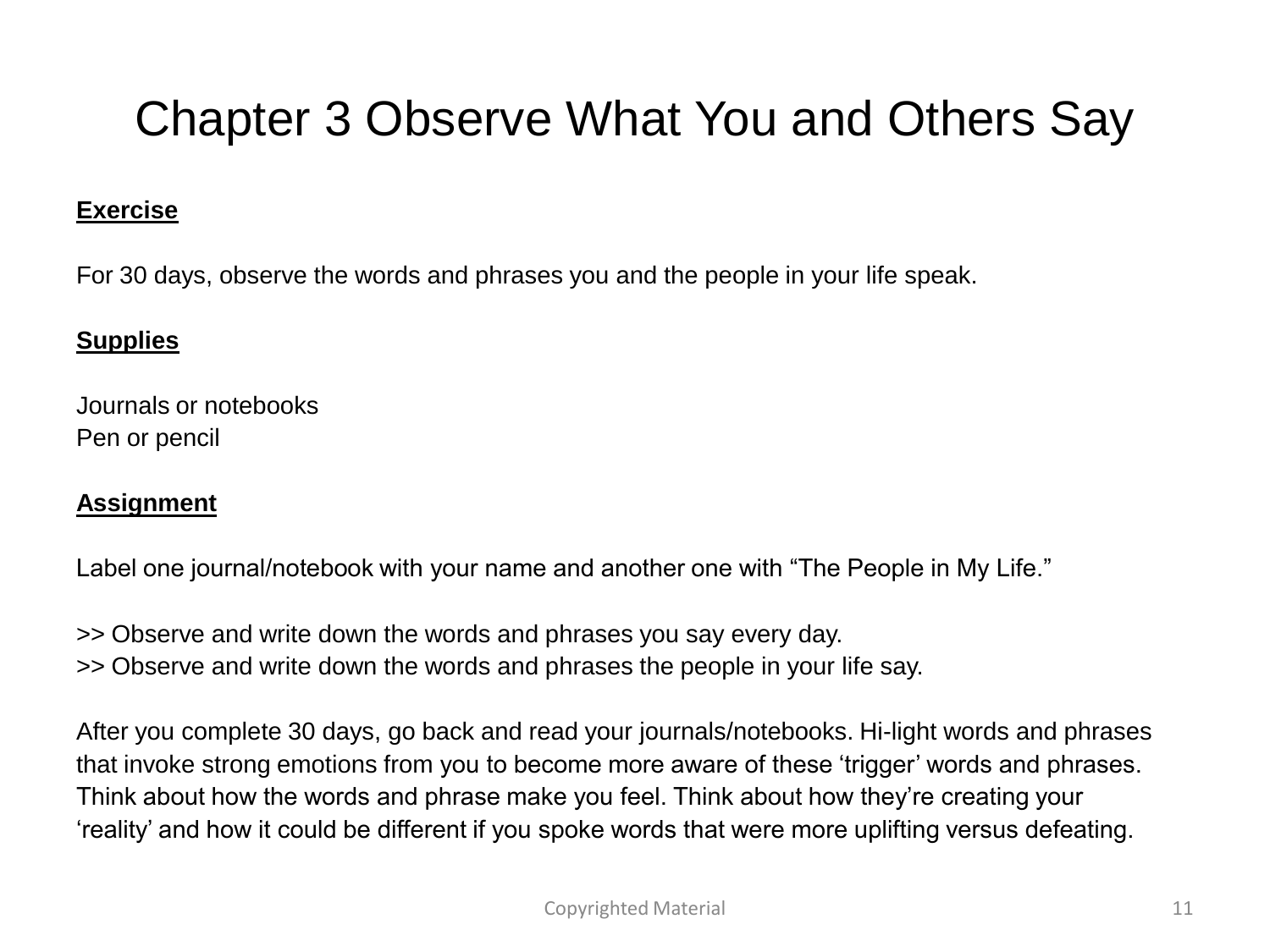# Chapter 3 Observe What You and Others Say

**Exercise**

For 30 days, observe the words and phrases you and the people in your life speak.

**Supplies**

Journals or notebooks
Pen or pencil

**Assignment**

Label one journal/notebook with your name and another one with "The People in My Life."

>> Observe and write down the words and phrases you say every day.
>> Observe and write down the words and phrases the people in your life say.

After you complete 30 days, go back and read your journals/notebooks. Hi-light words and phrases that invoke strong emotions from you to become more aware of these 'trigger' words and phrases. Think about how the words and phrase make you feel. Think about how they're creating your 'reality' and how it could be different if you spoke words that were more uplifting versus defeating.

Copyrighted Material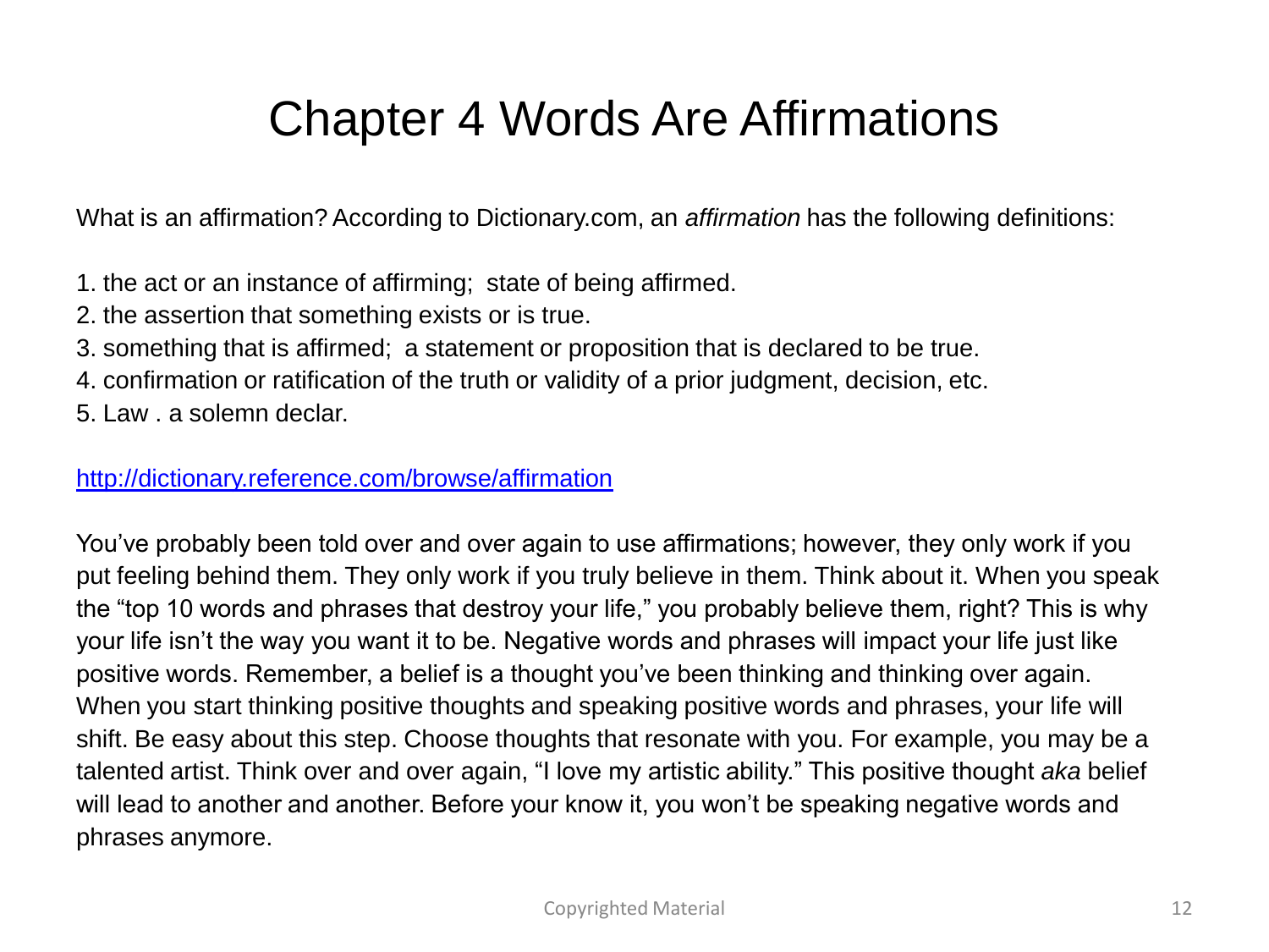# Chapter 4 Words Are Affirmations

What is an affirmation? According to Dictionary.com, an *affirmation* has the following definitions:

1. the act or an instance of affirming; state of being affirmed.
2. the assertion that something exists or is true.
3. something that is affirmed; a statement or proposition that is declared to be true.
4. confirmation or ratification of the truth or validity of a prior judgment, decision, etc.
5. Law . a solemn declar.

http://dictionary.reference.com/browse/affirmation

You've probably been told over and over again to use affirmations; however, they only work if you put feeling behind them. They only work if you truly believe in them. Think about it. When you speak the "top 10 words and phrases that destroy your life," you probably believe them, right? This is why your life isn't the way you want it to be. Negative words and phrases will impact your life just like positive words. Remember, a belief is a thought you've been thinking and thinking over again. When you start thinking positive thoughts and speaking positive words and phrases, your life will shift. Be easy about this step. Choose thoughts that resonate with you. For example, you may be a talented artist. Think over and over again, "I love my artistic ability." This positive thought *aka* belief will lead to another and another. Before your know it, you won't be speaking negative words and phrases anymore.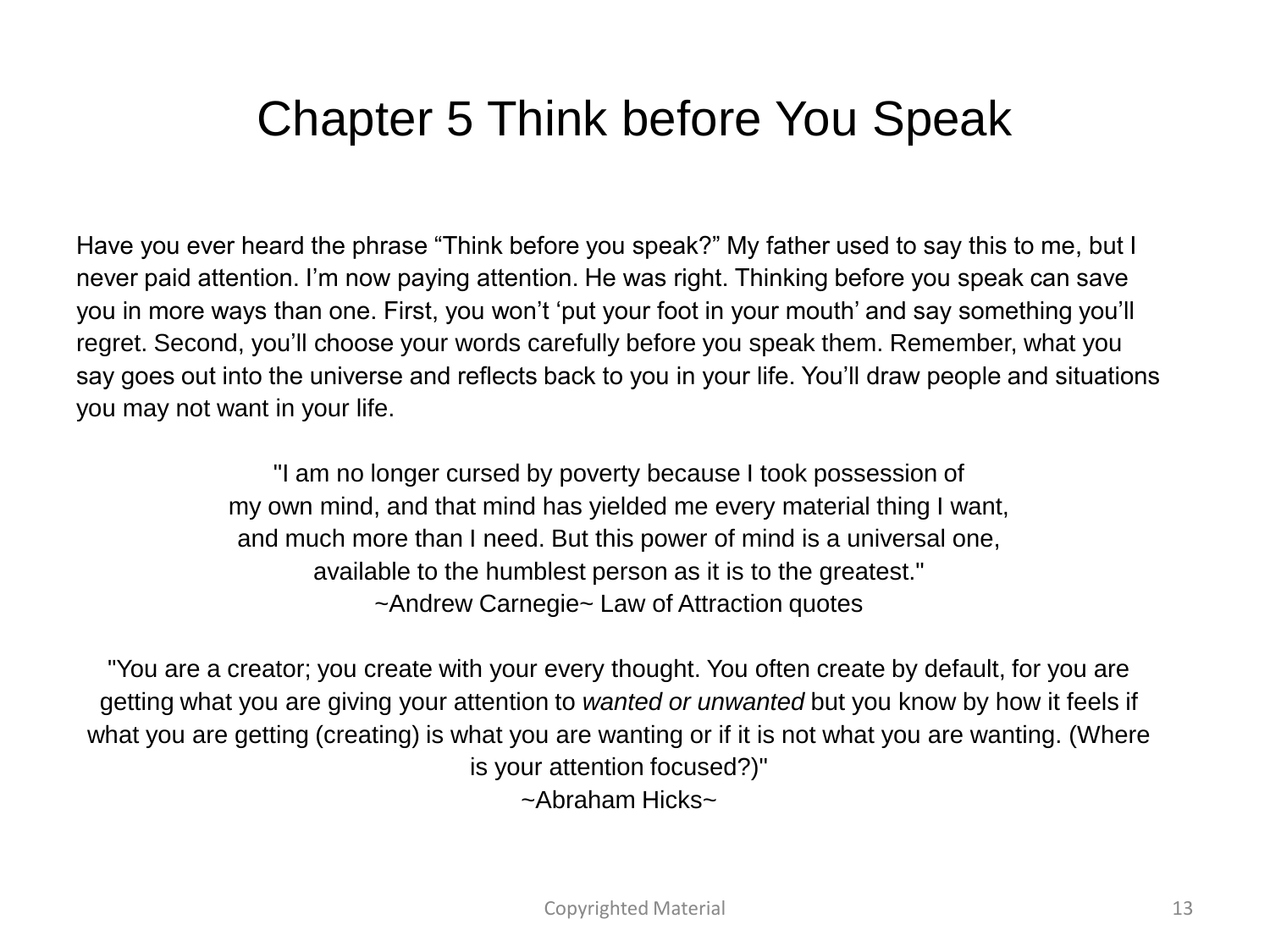# Chapter 5 Think before You Speak

Have you ever heard the phrase “Think before you speak?” My father used to say this to me, but I never paid attention. I’m now paying attention. He was right. Thinking before you speak can save you in more ways than one. First, you won’t ‘put your foot in your mouth’ and say something you’ll regret. Second, you’ll choose your words carefully before you speak them. Remember, what you say goes out into the universe and reflects back to you in your life. You’ll draw people and situations you may not want in your life.

"I am no longer cursed by poverty because I took possession of
my own mind, and that mind has yielded me every material thing I want,
and much more than I need. But this power of mind is a universal one,
available to the humblest person as it is to the greatest."
~Andrew Carnegie~ Law of Attraction quotes

"You are a creator; you create with your every thought. You often create by default, for you are getting what you are giving your attention to *wanted or unwanted* but you know by how it feels if what you are getting (creating) is what you are wanting or if it is not what you are wanting. (Where is your attention focused?)"
~Abraham Hicks~

Copyrighted Material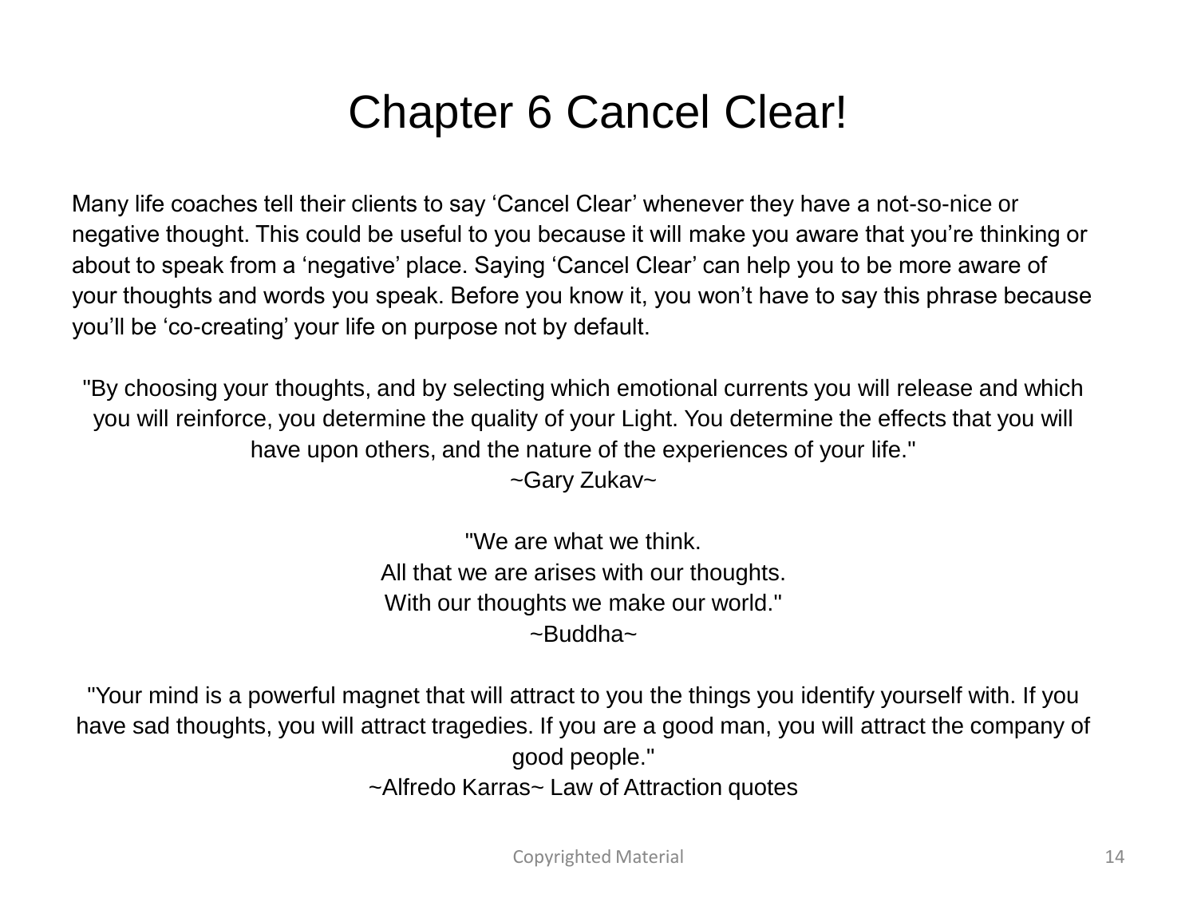# Chapter 6 Cancel Clear!

Many life coaches tell their clients to say ‘Cancel Clear’ whenever they have a not-so-nice or negative thought. This could be useful to you because it will make you aware that you’re thinking or about to speak from a ‘negative’ place. Saying ‘Cancel Clear’ can help you to be more aware of your thoughts and words you speak. Before you know it, you won’t have to say this phrase because you’ll be ‘co-creating’ your life on purpose not by default.

"By choosing your thoughts, and by selecting which emotional currents you will release and which you will reinforce, you determine the quality of your Light. You determine the effects that you will have upon others, and the nature of the experiences of your life."
~Gary Zukav~

"We are what we think.
All that we are arises with our thoughts.
With our thoughts we make our world."
~Buddha~

"Your mind is a powerful magnet that will attract to you the things you identify yourself with. If you have sad thoughts, you will attract tragedies. If you are a good man, you will attract the company of good people."
~Alfredo Karras~ Law of Attraction quotes

Copyrighted Material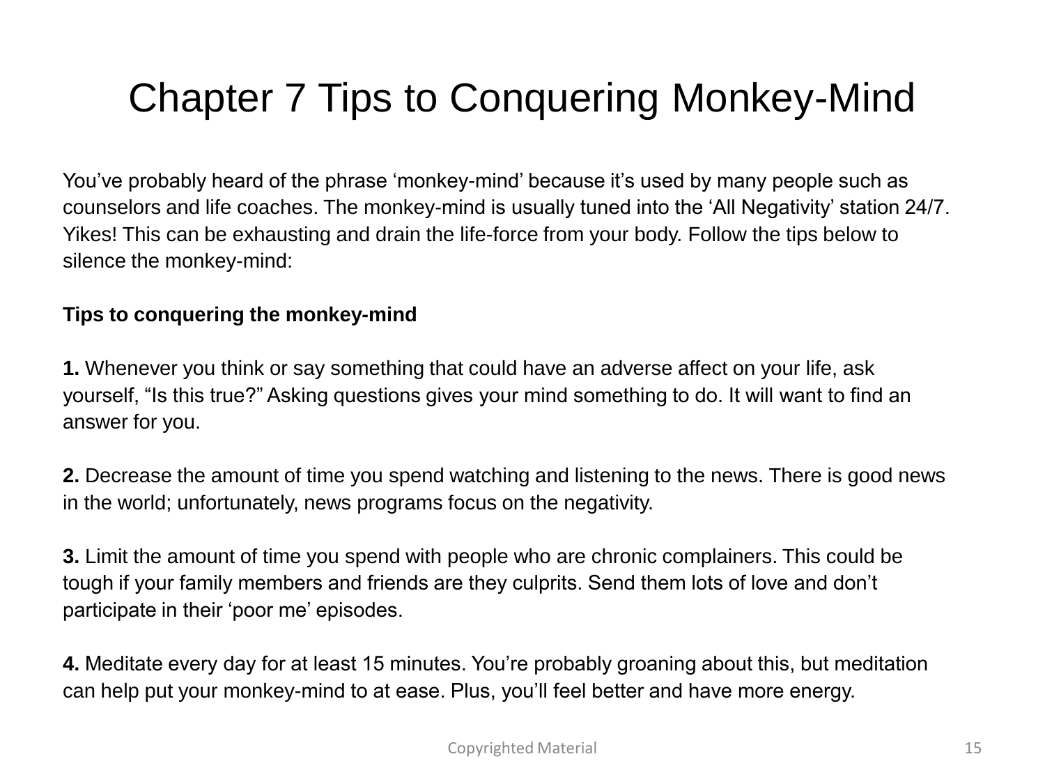# Chapter 7 Tips to Conquering Monkey-Mind

You've probably heard of the phrase 'monkey-mind' because it's used by many people such as counselors and life coaches. The monkey-mind is usually tuned into the 'All Negativity' station 24/7. Yikes! This can be exhausting and drain the life-force from your body. Follow the tips below to silence the monkey-mind:

**Tips to conquering the monkey-mind**

**1.** Whenever you think or say something that could have an adverse affect on your life, ask yourself, "Is this true?" Asking questions gives your mind something to do. It will want to find an answer for you.

**2.** Decrease the amount of time you spend watching and listening to the news. There is good news in the world; unfortunately, news programs focus on the negativity.

**3.** Limit the amount of time you spend with people who are chronic complainers. This could be tough if your family members and friends are they culprits. Send them lots of love and don't participate in their 'poor me' episodes.

**4.** Meditate every day for at least 15 minutes. You're probably groaning about this, but meditation can help put your monkey-mind to at ease. Plus, you'll feel better and have more energy.

Copyrighted Material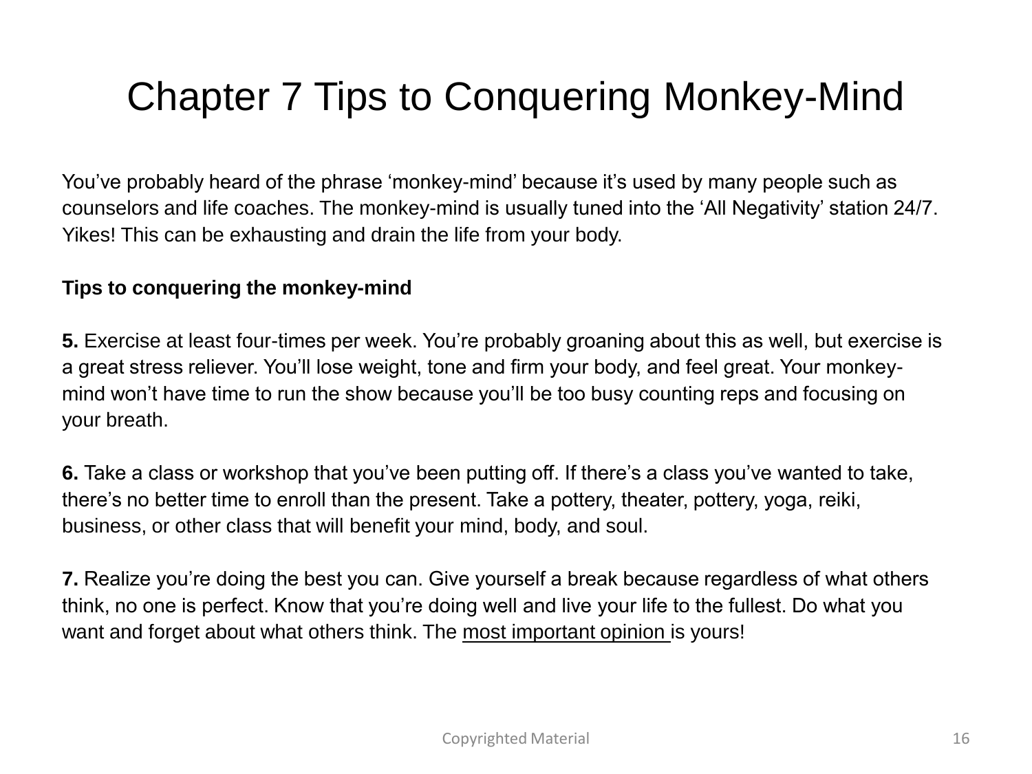# Chapter 7 Tips to Conquering Monkey-Mind

You've probably heard of the phrase 'monkey-mind' because it's used by many people such as counselors and life coaches. The monkey-mind is usually tuned into the 'All Negativity' station 24/7. Yikes! This can be exhausting and drain the life from your body.

**Tips to conquering the monkey-mind**

**5.** Exercise at least four-times per week. You're probably groaning about this as well, but exercise is a great stress reliever. You'll lose weight, tone and firm your body, and feel great. Your monkey-mind won't have time to run the show because you'll be too busy counting reps and focusing on your breath.

**6.** Take a class or workshop that you've been putting off. If there's a class you've wanted to take, there's no better time to enroll than the present. Take a pottery, theater, pottery, yoga, reiki, business, or other class that will benefit your mind, body, and soul.

**7.** Realize you're doing the best you can. Give yourself a break because regardless of what others think, no one is perfect. Know that you're doing well and live your life to the fullest. Do what you want and forget about what others think. The most important opinion is yours!

Copyrighted Material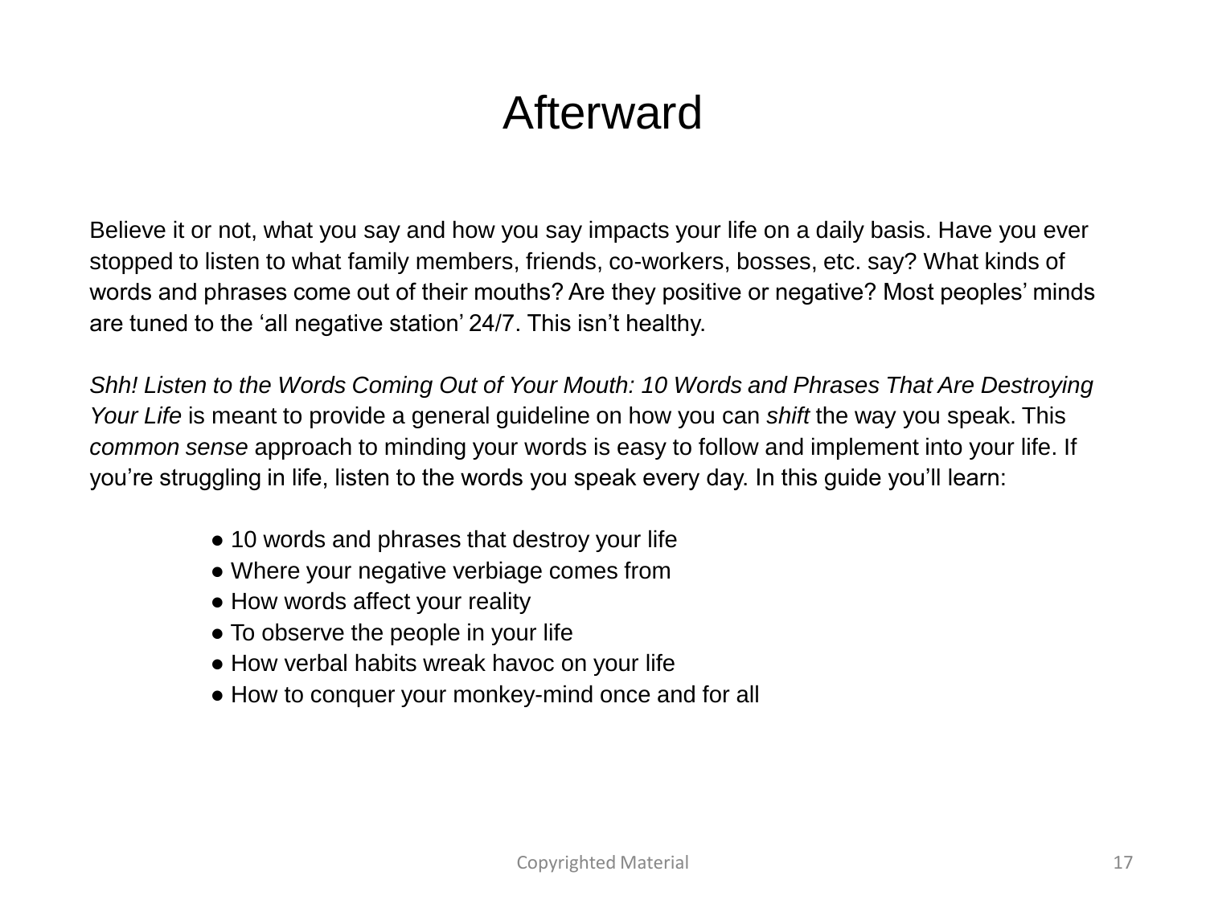# Afterward

Believe it or not, what you say and how you say impacts your life on a daily basis. Have you ever stopped to listen to what family members, friends, co-workers, bosses, etc. say? What kinds of words and phrases come out of their mouths? Are they positive or negative? Most peoples' minds are tuned to the 'all negative station' 24/7. This isn't healthy.

*Shh! Listen to the Words Coming Out of Your Mouth: 10 Words and Phrases That Are Destroying Your Life* is meant to provide a general guideline on how you can *shift* the way you speak. This *common sense* approach to minding your words is easy to follow and implement into your life. If you're struggling in life, listen to the words you speak every day. In this guide you'll learn:

- 10 words and phrases that destroy your life
- Where your negative verbiage comes from
- How words affect your reality
- To observe the people in your life
- How verbal habits wreak havoc on your life
- How to conquer your monkey-mind once and for all